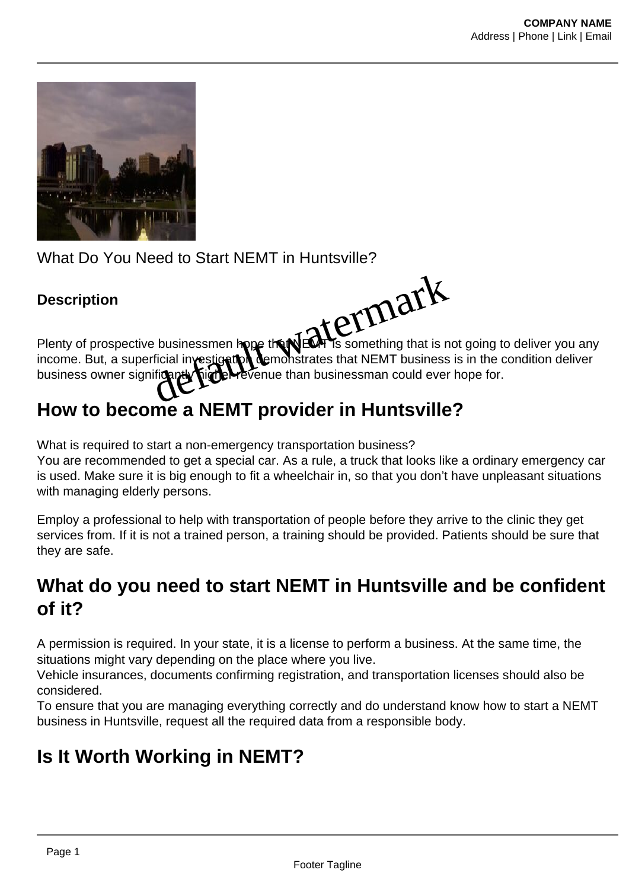What Do You Need to Start NEMT in Huntsville?

**Description**

Plenty of prospective businessmen hope that NEMT is something that is not going to deliver you any income. But, a superficial investigation demonstrates that NEMT business is in the condition deliver business owner significantly higher revenue than businessman could ever hope for.

## How to become a NEMT provider in Huntsville?

What is required to start a non-emergency transportation business?
You are recommended to get a special car. As a rule, a truck that looks like a ordinary emergency car is used. Make sure it is big enough to fit a wheelchair in, so that you don't have unpleasant situations with managing elderly persons.

Employ a professional to help with transportation of people before they arrive to the clinic they get services from. If it is not a trained person, a training should be provided. Patients should be sure that they are safe.

## What do you need to start NEMT in Huntsville and be confident of it?

A permission is required. In your state, it is a license to perform a business. At the same time, the situations might vary depending on the place where you live.
Vehicle insurances, documents confirming registration, and transportation licenses should also be considered.
To ensure that you are managing everything correctly and do understand know how to start a NEMT business in Huntsville, request all the required data from a responsible body.

## Is It Worth Working in NEMT?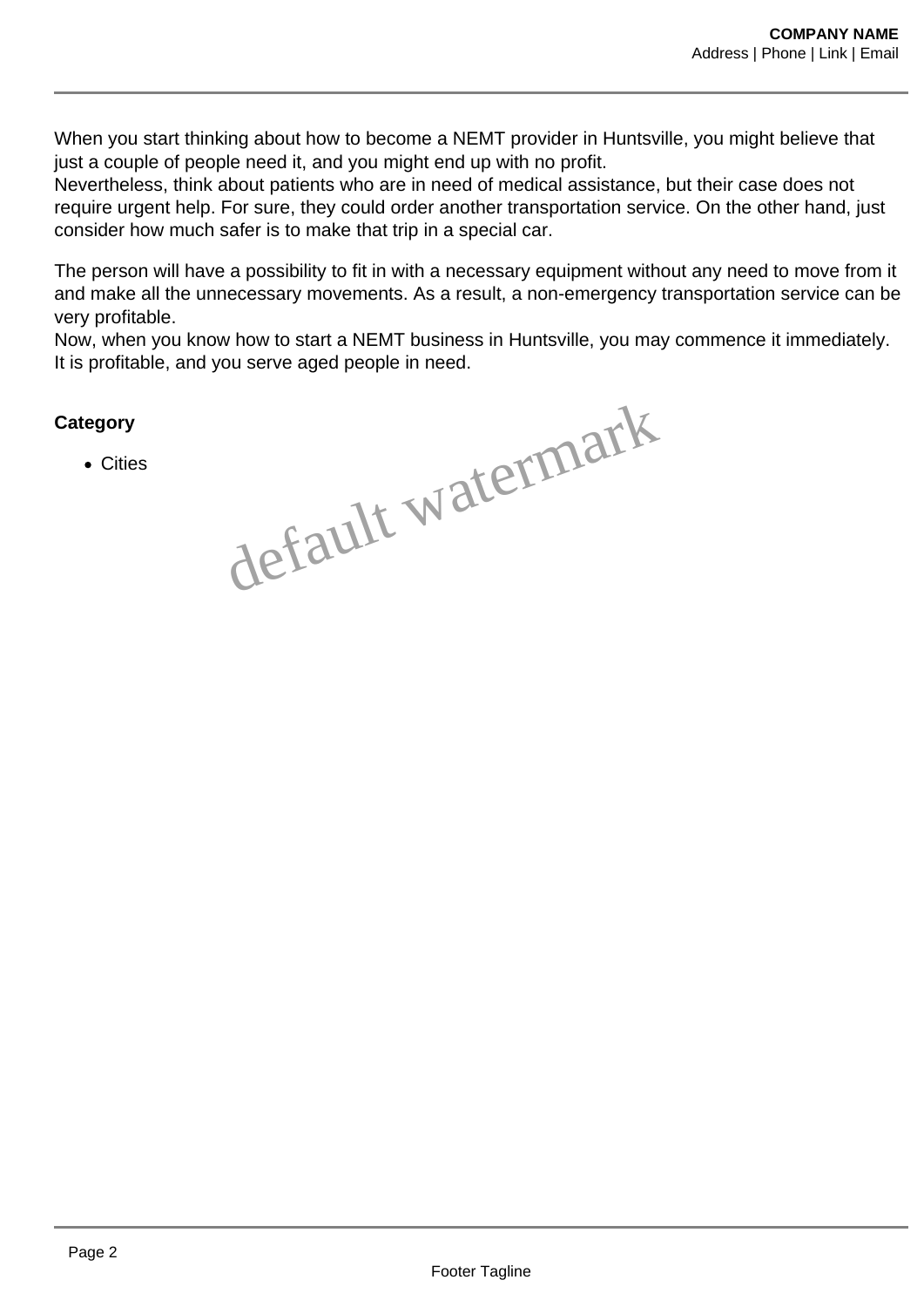When you start thinking about how to become a NEMT provider in Huntsville, you might believe that just a couple of people need it, and you might end up with no profit.
Nevertheless, think about patients who are in need of medical assistance, but their case does not require urgent help. For sure, they could order another transportation service. On the other hand, just consider how much safer is to make that trip in a special car.

The person will have a possibility to fit in with a necessary equipment without any need to move from it and make all the unnecessary movements. As a result, a non-emergency transportation service can be very profitable.
Now, when you know how to start a NEMT business in Huntsville, you may commence it immediately. It is profitable, and you serve aged people in need.

**Category**

- Cities